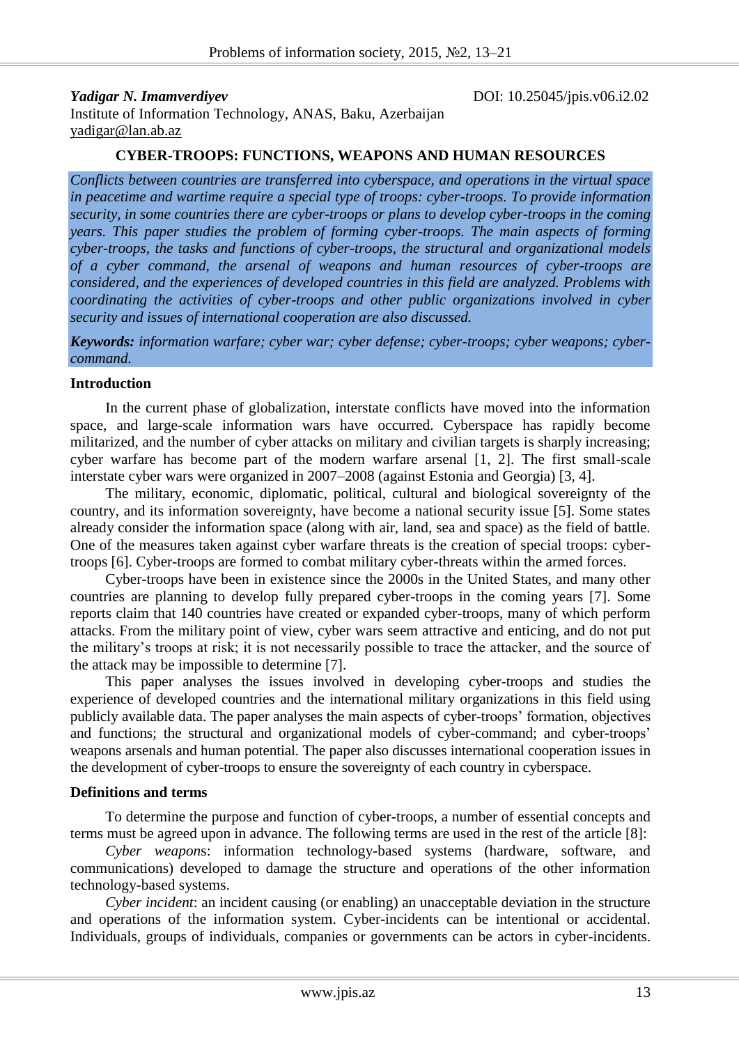**Yadigar N. Imamverdiyev**

DOI: 10.25045/jpis.v06.i2.02

Institute of Information Technology, ANAS, Baku, Azerbaijan

yadigar@lan.ab.az

# CYBER-TROOPS: FUNCTIONS, WEAPONS AND HUMAN RESOURCES

*Conflicts between countries are transferred into cyberspace, and operations in the virtual space in peacetime and wartime require a special type of troops: cyber-troops. To provide information security, in some countries there are cyber-troops or plans to develop cyber-troops in the coming years. This paper studies the problem of forming cyber-troops. The main aspects of forming cyber-troops, the tasks and functions of cyber-troops, the structural and organizational models of a cyber command, the arsenal of weapons and human resources of cyber-troops are considered, and the experiences of developed countries in this field are analyzed. Problems with coordinating the activities of cyber-troops and other public organizations involved in cyber security and issues of international cooperation are also discussed.*

***Keywords:*** *information warfare; cyber war; cyber defense; cyber-troops; cyber weapons; cyber-command.*

## Introduction

In the current phase of globalization, interstate conflicts have moved into the information space, and large-scale information wars have occurred. Cyberspace has rapidly become militarized, and the number of cyber attacks on military and civilian targets is sharply increasing; cyber warfare has become part of the modern warfare arsenal [1, 2]. The first small-scale interstate cyber wars were organized in 2007–2008 (against Estonia and Georgia) [3, 4].

The military, economic, diplomatic, political, cultural and biological sovereignty of the country, and its information sovereignty, have become a national security issue [5]. Some states already consider the information space (along with air, land, sea and space) as the field of battle. One of the measures taken against cyber warfare threats is the creation of special troops: cyber-troops [6]. Cyber-troops are formed to combat military cyber-threats within the armed forces.

Cyber-troops have been in existence since the 2000s in the United States, and many other countries are planning to develop fully prepared cyber-troops in the coming years [7]. Some reports claim that 140 countries have created or expanded cyber-troops, many of which perform attacks. From the military point of view, cyber wars seem attractive and enticing, and do not put the military's troops at risk; it is not necessarily possible to trace the attacker, and the source of the attack may be impossible to determine [7].

This paper analyses the issues involved in developing cyber-troops and studies the experience of developed countries and the international military organizations in this field using publicly available data. The paper analyses the main aspects of cyber-troops' formation, objectives and functions; the structural and organizational models of cyber-command; and cyber-troops' weapons arsenals and human potential. The paper also discusses international cooperation issues in the development of cyber-troops to ensure the sovereignty of each country in cyberspace.

## Definitions and terms

To determine the purpose and function of cyber-troops, a number of essential concepts and terms must be agreed upon in advance. The following terms are used in the rest of the article [8]:

*Cyber weapons*: information technology-based systems (hardware, software, and communications) developed to damage the structure and operations of the other information technology-based systems.

*Cyber incident*: an incident causing (or enabling) an unacceptable deviation in the structure and operations of the information system. Cyber-incidents can be intentional or accidental. Individuals, groups of individuals, companies or governments can be actors in cyber-incidents.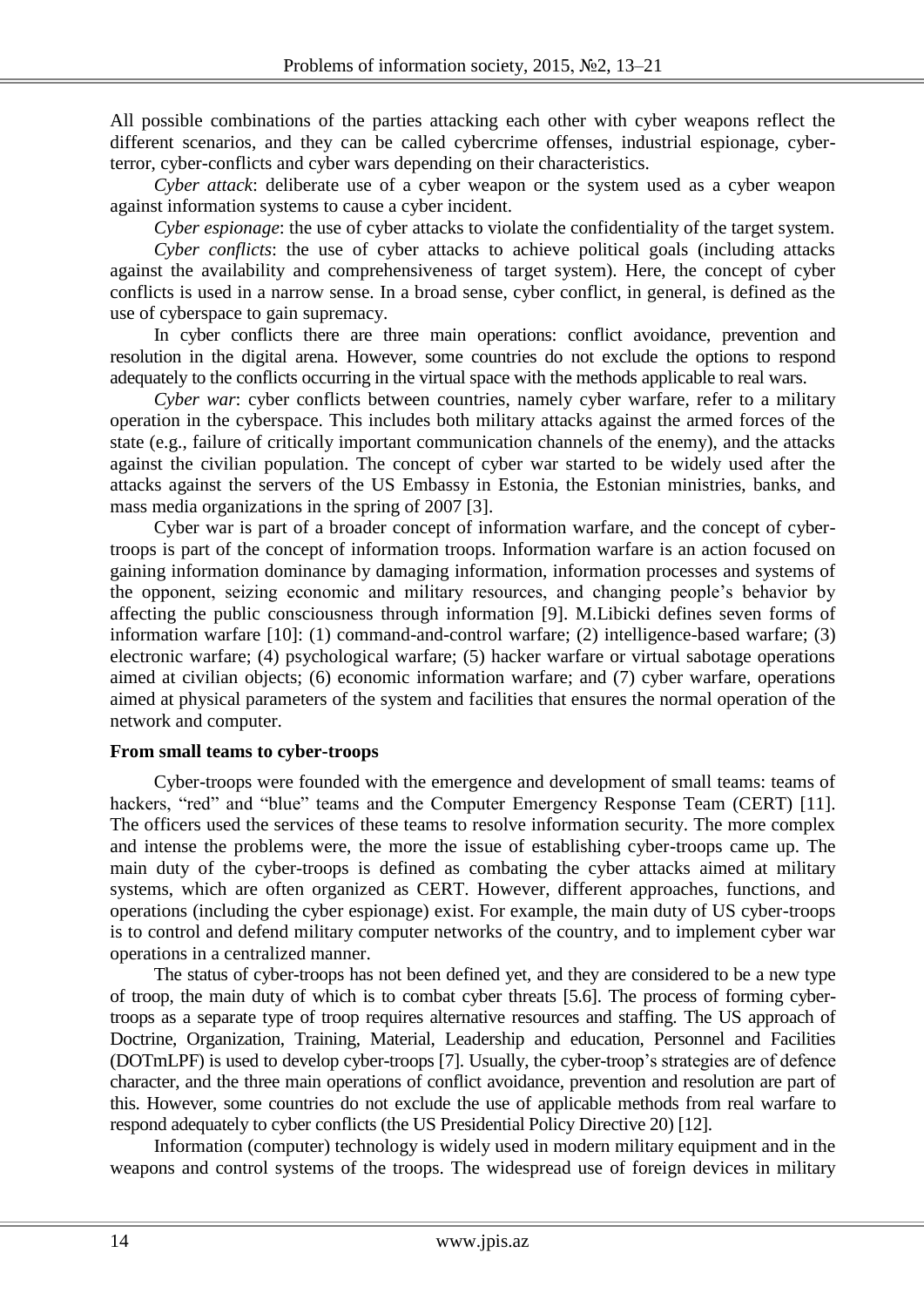All possible combinations of the parties attacking each other with cyber weapons reflect the different scenarios, and they can be called cybercrime offenses, industrial espionage, cyber-terror, cyber-conflicts and cyber wars depending on their characteristics.

*Cyber attack*: deliberate use of a cyber weapon or the system used as a cyber weapon against information systems to cause a cyber incident.

*Cyber espionage*: the use of cyber attacks to violate the confidentiality of the target system.

*Cyber conflicts*: the use of cyber attacks to achieve political goals (including attacks against the availability and comprehensiveness of target system). Here, the concept of cyber conflicts is used in a narrow sense. In a broad sense, cyber conflict, in general, is defined as the use of cyberspace to gain supremacy.

In cyber conflicts there are three main operations: conflict avoidance, prevention and resolution in the digital arena. However, some countries do not exclude the options to respond adequately to the conflicts occurring in the virtual space with the methods applicable to real wars.

*Cyber war*: cyber conflicts between countries, namely cyber warfare, refer to a military operation in the cyberspace. This includes both military attacks against the armed forces of the state (e.g., failure of critically important communication channels of the enemy), and the attacks against the civilian population. The concept of cyber war started to be widely used after the attacks against the servers of the US Embassy in Estonia, the Estonian ministries, banks, and mass media organizations in the spring of 2007 [3].

Cyber war is part of a broader concept of information warfare, and the concept of cyber-troops is part of the concept of information troops. Information warfare is an action focused on gaining information dominance by damaging information, information processes and systems of the opponent, seizing economic and military resources, and changing people's behavior by affecting the public consciousness through information [9]. M.Libicki defines seven forms of information warfare [10]: (1) command-and-control warfare; (2) intelligence-based warfare; (3) electronic warfare; (4) psychological warfare; (5) hacker warfare or virtual sabotage operations aimed at civilian objects; (6) economic information warfare; and (7) cyber warfare, operations aimed at physical parameters of the system and facilities that ensures the normal operation of the network and computer.

**From small teams to cyber-troops**

Cyber-troops were founded with the emergence and development of small teams: teams of hackers, "red" and "blue" teams and the Computer Emergency Response Team (CERT) [11]. The officers used the services of these teams to resolve information security. The more complex and intense the problems were, the more the issue of establishing cyber-troops came up. The main duty of the cyber-troops is defined as combating the cyber attacks aimed at military systems, which are often organized as CERT. However, different approaches, functions, and operations (including the cyber espionage) exist. For example, the main duty of US cyber-troops is to control and defend military computer networks of the country, and to implement cyber war operations in a centralized manner.

The status of cyber-troops has not been defined yet, and they are considered to be a new type of troop, the main duty of which is to combat cyber threats [5.6]. The process of forming cyber-troops as a separate type of troop requires alternative resources and staffing. The US approach of Doctrine, Organization, Training, Material, Leadership and education, Personnel and Facilities (DOTmLPF) is used to develop cyber-troops [7]. Usually, the cyber-troop's strategies are of defence character, and the three main operations of conflict avoidance, prevention and resolution are part of this. However, some countries do not exclude the use of applicable methods from real warfare to respond adequately to cyber conflicts (the US Presidential Policy Directive 20) [12].

Information (computer) technology is widely used in modern military equipment and in the weapons and control systems of the troops. The widespread use of foreign devices in military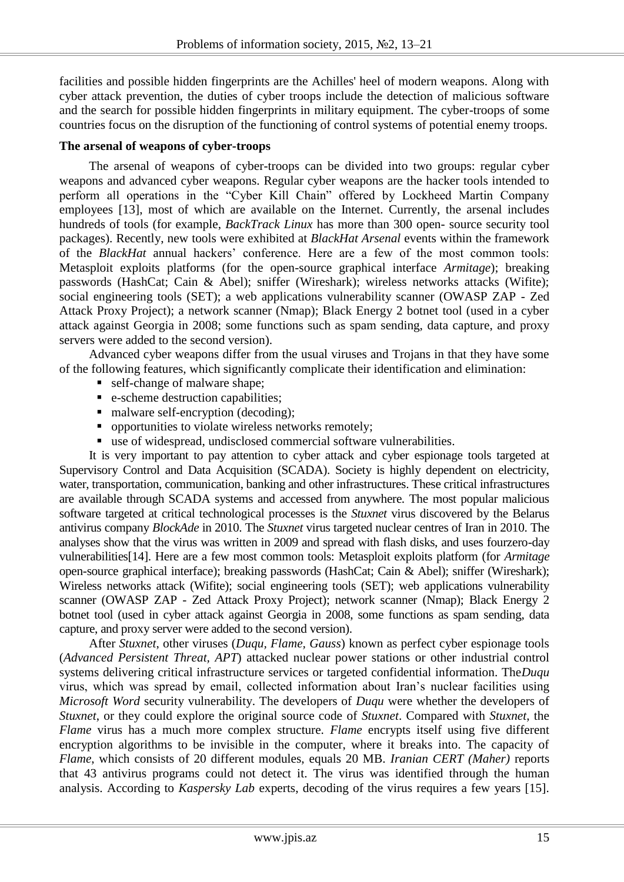facilities and possible hidden fingerprints are the Achilles' heel of modern weapons. Along with cyber attack prevention, the duties of cyber troops include the detection of malicious software and the search for possible hidden fingerprints in military equipment. The cyber-troops of some countries focus on the disruption of the functioning of control systems of potential enemy troops.

**The arsenal of weapons of cyber-troops**

The arsenal of weapons of cyber-troops can be divided into two groups: regular cyber weapons and advanced cyber weapons. Regular cyber weapons are the hacker tools intended to perform all operations in the "Cyber Kill Chain" offered by Lockheed Martin Company employees [13], most of which are available on the Internet. Currently, the arsenal includes hundreds of tools (for example, *BackTrack Linux* has more than 300 open- source security tool packages). Recently, new tools were exhibited at *BlackHat Arsenal* events within the framework of the *BlackHat* annual hackers' conference. Here are a few of the most common tools: Metasploit exploits platforms (for the open-source graphical interface *Armitage*); breaking passwords (HashCat; Cain & Abel); sniffer (Wireshark); wireless networks attacks (Wifite); social engineering tools (SET); a web applications vulnerability scanner (OWASP ZAP - Zed Attack Proxy Project); a network scanner (Nmap); Black Energy 2 botnet tool (used in a cyber attack against Georgia in 2008; some functions such as spam sending, data capture, and proxy servers were added to the second version).

Advanced cyber weapons differ from the usual viruses and Trojans in that they have some of the following features, which significantly complicate their identification and elimination:

- self-change of malware shape;
- e-scheme destruction capabilities;
- malware self-encryption (decoding);
- opportunities to violate wireless networks remotely;
- use of widespread, undisclosed commercial software vulnerabilities.

It is very important to pay attention to cyber attack and cyber espionage tools targeted at Supervisory Control and Data Acquisition (SCADA). Society is highly dependent on electricity, water, transportation, communication, banking and other infrastructures. These critical infrastructures are available through SCADA systems and accessed from anywhere. The most popular malicious software targeted at critical technological processes is the *Stuxnet* virus discovered by the Belarus antivirus company *BlockAde* in 2010. The *Stuxnet* virus targeted nuclear centres of Iran in 2010. The analyses show that the virus was written in 2009 and spread with flash disks, and uses fourzero-day vulnerabilities[14]. Here are a few most common tools: Metasploit exploits platform (for *Armitage* open-source graphical interface); breaking passwords (HashCat; Cain & Abel); sniffer (Wireshark); Wireless networks attack (Wifite); social engineering tools (SET); web applications vulnerability scanner (OWASP ZAP - Zed Attack Proxy Project); network scanner (Nmap); Black Energy 2 botnet tool (used in cyber attack against Georgia in 2008, some functions as spam sending, data capture, and proxy server were added to the second version).

After *Stuxnet*, other viruses (*Duqu, Flame, Gauss*) known as perfect cyber espionage tools (*Advanced Persistent Threat, APT*) attacked nuclear power stations or other industrial control systems delivering critical infrastructure services or targeted confidential information. The*Duqu* virus, which was spread by email, collected information about Iran's nuclear facilities using *Microsoft Word* security vulnerability. The developers of *Duqu* were whether the developers of *Stuxnet*, or they could explore the original source code of *Stuxnet*. Compared with *Stuxnet*, the *Flame* virus has a much more complex structure. *Flame* encrypts itself using five different encryption algorithms to be invisible in the computer, where it breaks into. The capacity of *Flame*, which consists of 20 different modules, equals 20 MB. *Iranian CERT (Maher)* reports that 43 antivirus programs could not detect it. The virus was identified through the human analysis. According to *Kaspersky Lab* experts, decoding of the virus requires a few years [15].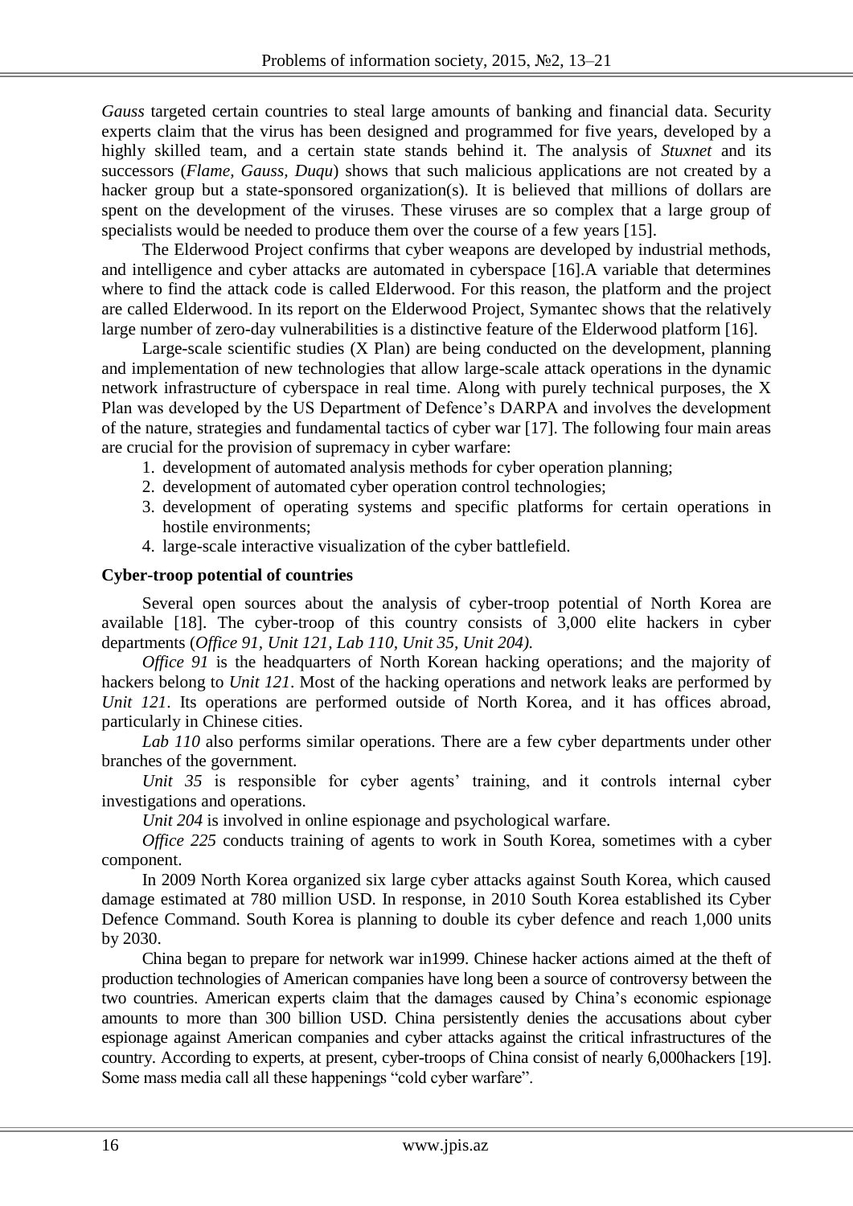*Gauss* targeted certain countries to steal large amounts of banking and financial data. Security experts claim that the virus has been designed and programmed for five years, developed by a highly skilled team, and a certain state stands behind it. The analysis of *Stuxnet* and its successors (*Flame, Gauss, Duqu*) shows that such malicious applications are not created by a hacker group but a state-sponsored organization(s). It is believed that millions of dollars are spent on the development of the viruses. These viruses are so complex that a large group of specialists would be needed to produce them over the course of a few years [15].

The Elderwood Project confirms that cyber weapons are developed by industrial methods, and intelligence and cyber attacks are automated in cyberspace [16].A variable that determines where to find the attack code is called Elderwood. For this reason, the platform and the project are called Elderwood. In its report on the Elderwood Project, Symantec shows that the relatively large number of zero-day vulnerabilities is a distinctive feature of the Elderwood platform [16].

Large-scale scientific studies (X Plan) are being conducted on the development, planning and implementation of new technologies that allow large-scale attack operations in the dynamic network infrastructure of cyberspace in real time. Along with purely technical purposes, the X Plan was developed by the US Department of Defence's DARPA and involves the development of the nature, strategies and fundamental tactics of cyber war [17]. The following four main areas are crucial for the provision of supremacy in cyber warfare:

1. development of automated analysis methods for cyber operation planning;
2. development of automated cyber operation control technologies;
3. development of operating systems and specific platforms for certain operations in hostile environments;
4. large-scale interactive visualization of the cyber battlefield.

**Cyber-troop potential of countries**

Several open sources about the analysis of cyber-troop potential of North Korea are available [18]. The cyber-troop of this country consists of 3,000 elite hackers in cyber departments (*Office 91, Unit 121, Lab 110, Unit 35, Unit 204).*

*Office 91* is the headquarters of North Korean hacking operations; and the majority of hackers belong to *Unit 121*. Most of the hacking operations and network leaks are performed by *Unit 121*. Its operations are performed outside of North Korea, and it has offices abroad, particularly in Chinese cities.

*Lab 110* also performs similar operations. There are a few cyber departments under other branches of the government.

*Unit 35* is responsible for cyber agents' training, and it controls internal cyber investigations and operations.

*Unit 204* is involved in online espionage and psychological warfare.

*Office 225* conducts training of agents to work in South Korea, sometimes with a cyber component.

In 2009 North Korea organized six large cyber attacks against South Korea, which caused damage estimated at 780 million USD. In response, in 2010 South Korea established its Cyber Defence Command. South Korea is planning to double its cyber defence and reach 1,000 units by 2030.

China began to prepare for network war in1999. Chinese hacker actions aimed at the theft of production technologies of American companies have long been a source of controversy between the two countries. American experts claim that the damages caused by China's economic espionage amounts to more than 300 billion USD. China persistently denies the accusations about cyber espionage against American companies and cyber attacks against the critical infrastructures of the country. According to experts, at present, cyber-troops of China consist of nearly 6,000hackers [19]. Some mass media call all these happenings "cold cyber warfare".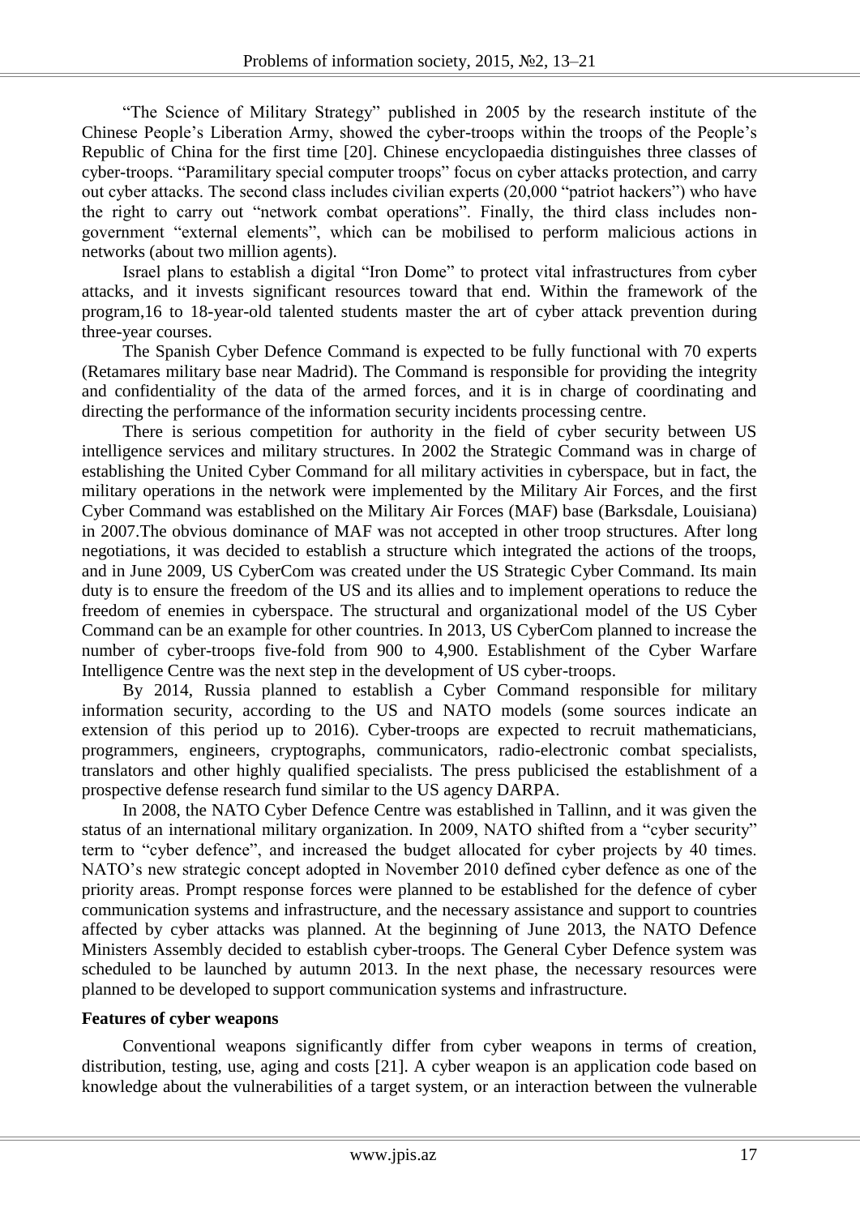"The Science of Military Strategy" published in 2005 by the research institute of the Chinese People's Liberation Army, showed the cyber-troops within the troops of the People's Republic of China for the first time [20]. Chinese encyclopaedia distinguishes three classes of cyber-troops. "Paramilitary special computer troops" focus on cyber attacks protection, and carry out cyber attacks. The second class includes civilian experts (20,000 "patriot hackers") who have the right to carry out "network combat operations". Finally, the third class includes non-government "external elements", which can be mobilised to perform malicious actions in networks (about two million agents).

Israel plans to establish a digital "Iron Dome" to protect vital infrastructures from cyber attacks, and it invests significant resources toward that end. Within the framework of the program,16 to 18-year-old talented students master the art of cyber attack prevention during three-year courses.

The Spanish Cyber Defence Command is expected to be fully functional with 70 experts (Retamares military base near Madrid). The Command is responsible for providing the integrity and confidentiality of the data of the armed forces, and it is in charge of coordinating and directing the performance of the information security incidents processing centre.

There is serious competition for authority in the field of cyber security between US intelligence services and military structures. In 2002 the Strategic Command was in charge of establishing the United Cyber Command for all military activities in cyberspace, but in fact, the military operations in the network were implemented by the Military Air Forces, and the first Cyber Command was established on the Military Air Forces (MAF) base (Barksdale, Louisiana) in 2007.The obvious dominance of MAF was not accepted in other troop structures. After long negotiations, it was decided to establish a structure which integrated the actions of the troops, and in June 2009, US CyberCom was created under the US Strategic Cyber Command. Its main duty is to ensure the freedom of the US and its allies and to implement operations to reduce the freedom of enemies in cyberspace. The structural and organizational model of the US Cyber Command can be an example for other countries. In 2013, US CyberCom planned to increase the number of cyber-troops five-fold from 900 to 4,900. Establishment of the Cyber Warfare Intelligence Centre was the next step in the development of US cyber-troops.

By 2014, Russia planned to establish a Cyber Command responsible for military information security, according to the US and NATO models (some sources indicate an extension of this period up to 2016). Cyber-troops are expected to recruit mathematicians, programmers, engineers, cryptographs, communicators, radio-electronic combat specialists, translators and other highly qualified specialists. The press publicised the establishment of a prospective defense research fund similar to the US agency DARPA.

In 2008, the NATO Cyber Defence Centre was established in Tallinn, and it was given the status of an international military organization. In 2009, NATO shifted from a "cyber security" term to "cyber defence", and increased the budget allocated for cyber projects by 40 times. NATO's new strategic concept adopted in November 2010 defined cyber defence as one of the priority areas. Prompt response forces were planned to be established for the defence of cyber communication systems and infrastructure, and the necessary assistance and support to countries affected by cyber attacks was planned. At the beginning of June 2013, the NATO Defence Ministers Assembly decided to establish cyber-troops. The General Cyber Defence system was scheduled to be launched by autumn 2013. In the next phase, the necessary resources were planned to be developed to support communication systems and infrastructure.

**Features of cyber weapons**

Conventional weapons significantly differ from cyber weapons in terms of creation, distribution, testing, use, aging and costs [21]. A cyber weapon is an application code based on knowledge about the vulnerabilities of a target system, or an interaction between the vulnerable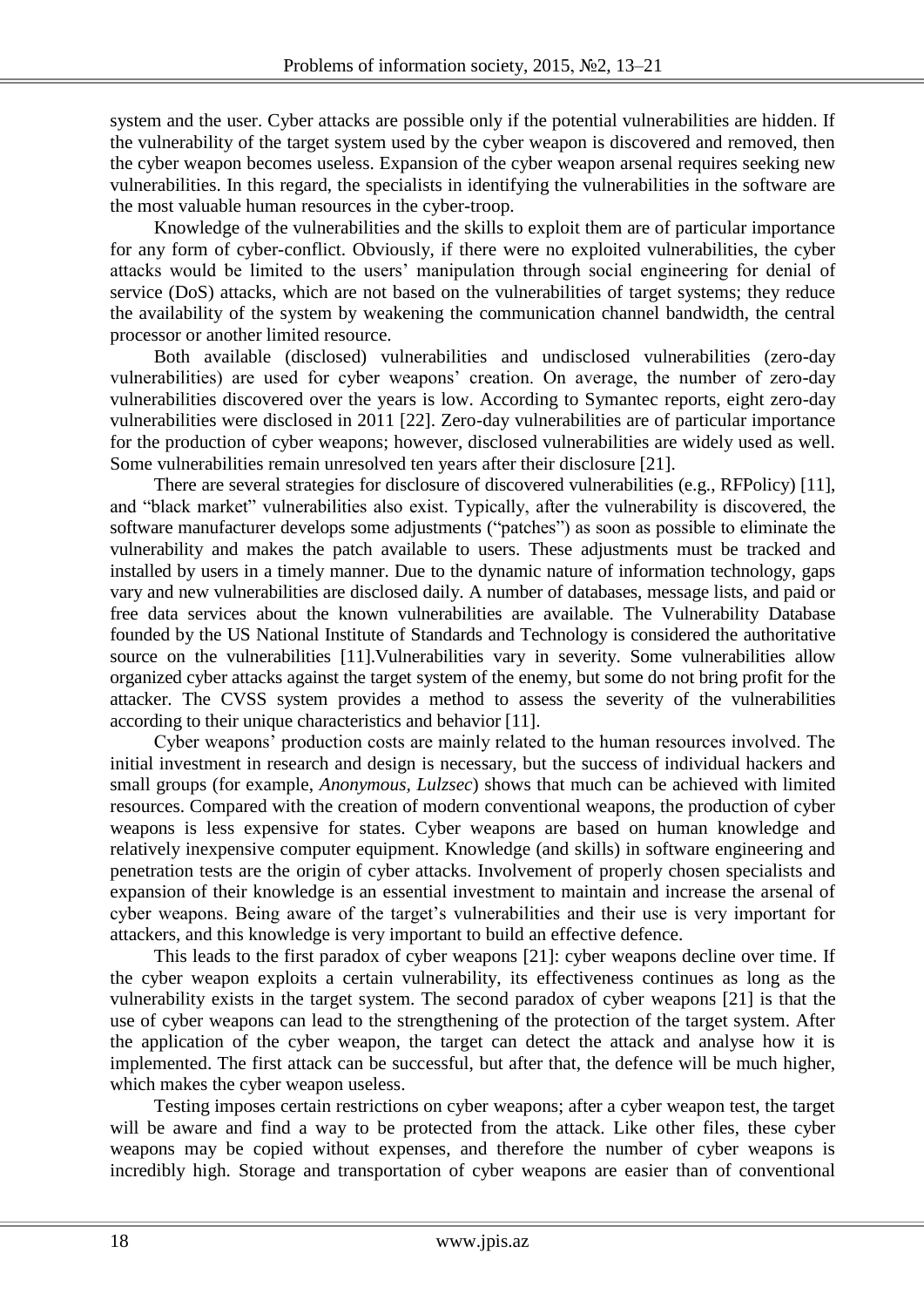system and the user. Cyber attacks are possible only if the potential vulnerabilities are hidden. If the vulnerability of the target system used by the cyber weapon is discovered and removed, then the cyber weapon becomes useless. Expansion of the cyber weapon arsenal requires seeking new vulnerabilities. In this regard, the specialists in identifying the vulnerabilities in the software are the most valuable human resources in the cyber-troop.

Knowledge of the vulnerabilities and the skills to exploit them are of particular importance for any form of cyber-conflict. Obviously, if there were no exploited vulnerabilities, the cyber attacks would be limited to the users' manipulation through social engineering for denial of service (DoS) attacks, which are not based on the vulnerabilities of target systems; they reduce the availability of the system by weakening the communication channel bandwidth, the central processor or another limited resource.

Both available (disclosed) vulnerabilities and undisclosed vulnerabilities (zero-day vulnerabilities) are used for cyber weapons' creation. On average, the number of zero-day vulnerabilities discovered over the years is low. According to Symantec reports, eight zero-day vulnerabilities were disclosed in 2011 [22]. Zero-day vulnerabilities are of particular importance for the production of cyber weapons; however, disclosed vulnerabilities are widely used as well. Some vulnerabilities remain unresolved ten years after their disclosure [21].

There are several strategies for disclosure of discovered vulnerabilities (e.g., RFPolicy) [11], and "black market" vulnerabilities also exist. Typically, after the vulnerability is discovered, the software manufacturer develops some adjustments ("patches") as soon as possible to eliminate the vulnerability and makes the patch available to users. These adjustments must be tracked and installed by users in a timely manner. Due to the dynamic nature of information technology, gaps vary and new vulnerabilities are disclosed daily. A number of databases, message lists, and paid or free data services about the known vulnerabilities are available. The Vulnerability Database founded by the US National Institute of Standards and Technology is considered the authoritative source on the vulnerabilities [11].Vulnerabilities vary in severity. Some vulnerabilities allow organized cyber attacks against the target system of the enemy, but some do not bring profit for the attacker. The CVSS system provides a method to assess the severity of the vulnerabilities according to their unique characteristics and behavior [11].

Cyber weapons' production costs are mainly related to the human resources involved. The initial investment in research and design is necessary, but the success of individual hackers and small groups (for example, *Anonymous*, *Lulzsec*) shows that much can be achieved with limited resources. Compared with the creation of modern conventional weapons, the production of cyber weapons is less expensive for states. Cyber weapons are based on human knowledge and relatively inexpensive computer equipment. Knowledge (and skills) in software engineering and penetration tests are the origin of cyber attacks. Involvement of properly chosen specialists and expansion of their knowledge is an essential investment to maintain and increase the arsenal of cyber weapons. Being aware of the target's vulnerabilities and their use is very important for attackers, and this knowledge is very important to build an effective defence.

This leads to the first paradox of cyber weapons [21]: cyber weapons decline over time. If the cyber weapon exploits a certain vulnerability, its effectiveness continues as long as the vulnerability exists in the target system. The second paradox of cyber weapons [21] is that the use of cyber weapons can lead to the strengthening of the protection of the target system. After the application of the cyber weapon, the target can detect the attack and analyse how it is implemented. The first attack can be successful, but after that, the defence will be much higher, which makes the cyber weapon useless.

Testing imposes certain restrictions on cyber weapons; after a cyber weapon test, the target will be aware and find a way to be protected from the attack. Like other files, these cyber weapons may be copied without expenses, and therefore the number of cyber weapons is incredibly high. Storage and transportation of cyber weapons are easier than of conventional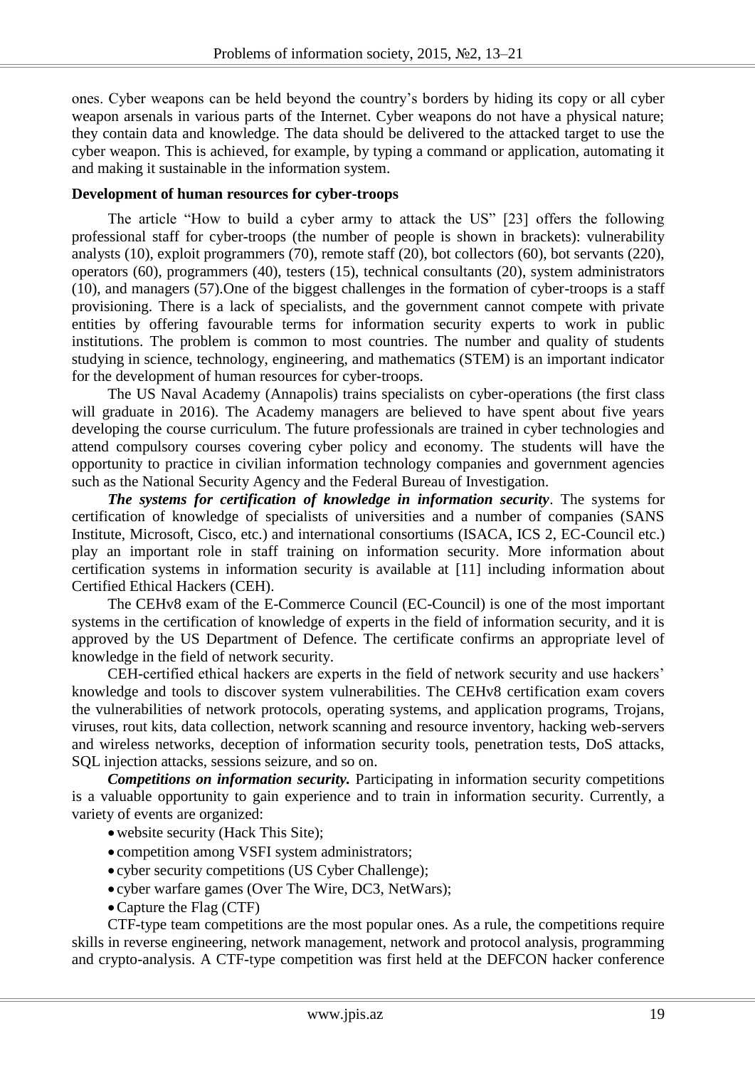ones. Cyber weapons can be held beyond the country's borders by hiding its copy or all cyber weapon arsenals in various parts of the Internet. Cyber weapons do not have a physical nature; they contain data and knowledge. The data should be delivered to the attacked target to use the cyber weapon. This is achieved, for example, by typing a command or application, automating it and making it sustainable in the information system.

**Development of human resources for cyber-troops**

The article "How to build a cyber army to attack the US" [23] offers the following professional staff for cyber-troops (the number of people is shown in brackets): vulnerability analysts (10), exploit programmers (70), remote staff (20), bot collectors (60), bot servants (220), operators (60), programmers (40), testers (15), technical consultants (20), system administrators (10), and managers (57).One of the biggest challenges in the formation of cyber-troops is a staff provisioning. There is a lack of specialists, and the government cannot compete with private entities by offering favourable terms for information security experts to work in public institutions. The problem is common to most countries. The number and quality of students studying in science, technology, engineering, and mathematics (STEM) is an important indicator for the development of human resources for cyber-troops.

The US Naval Academy (Annapolis) trains specialists on cyber-operations (the first class will graduate in 2016). The Academy managers are believed to have spent about five years developing the course curriculum. The future professionals are trained in cyber technologies and attend compulsory courses covering cyber policy and economy. The students will have the opportunity to practice in civilian information technology companies and government agencies such as the National Security Agency and the Federal Bureau of Investigation.

***The systems for certification of knowledge in information security***. The systems for certification of knowledge of specialists of universities and a number of companies (SANS Institute, Microsoft, Cisco, etc.) and international consortiums (ISACA, ICS 2, EC-Council etc.) play an important role in staff training on information security. More information about certification systems in information security is available at [11] including information about Certified Ethical Hackers (CEH).

The CEHv8 exam of the E-Commerce Council (EC-Council) is one of the most important systems in the certification of knowledge of experts in the field of information security, and it is approved by the US Department of Defence. The certificate confirms an appropriate level of knowledge in the field of network security.

CEH-certified ethical hackers are experts in the field of network security and use hackers' knowledge and tools to discover system vulnerabilities. The CEHv8 certification exam covers the vulnerabilities of network protocols, operating systems, and application programs, Trojans, viruses, rout kits, data collection, network scanning and resource inventory, hacking web-servers and wireless networks, deception of information security tools, penetration tests, DoS attacks, SQL injection attacks, sessions seizure, and so on.

***Competitions on information security.*** Participating in information security competitions is a valuable opportunity to gain experience and to train in information security. Currently, a variety of events are organized:

- website security (Hack This Site);
- competition among VSFI system administrators;
- cyber security competitions (US Cyber Challenge);
- cyber warfare games (Over The Wire, DC3, NetWars);
- Capture the Flag (CTF)

CTF-type team competitions are the most popular ones. As a rule, the competitions require skills in reverse engineering, network management, network and protocol analysis, programming and crypto-analysis. A CTF-type competition was first held at the DEFCON hacker conference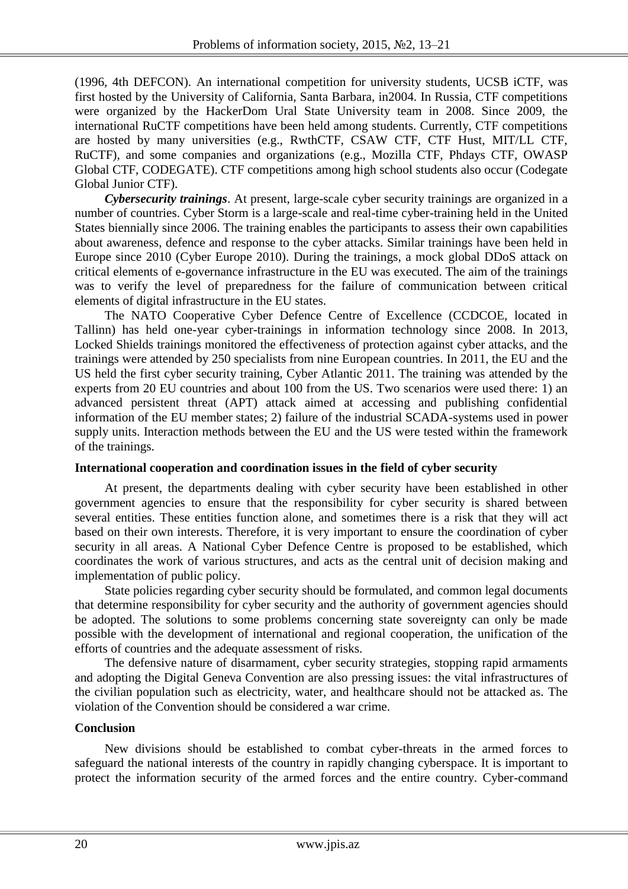(1996, 4th DEFCON). An international competition for university students, UCSB iCTF, was first hosted by the University of California, Santa Barbara, in2004. In Russia, CTF competitions were organized by the HackerDom Ural State University team in 2008. Since 2009, the international RuCTF competitions have been held among students. Currently, CTF competitions are hosted by many universities (e.g., RwthCTF, CSAW CTF, CTF Hust, MIT/LL CTF, RuCTF), and some companies and organizations (e.g., Mozilla CTF, Phdays CTF, OWASP Global CTF, CODEGATE). CTF competitions among high school students also occur (Codegate Global Junior CTF).

***Cybersecurity trainings***. At present, large-scale cyber security trainings are organized in a number of countries. Cyber Storm is a large-scale and real-time cyber-training held in the United States biennially since 2006. The training enables the participants to assess their own capabilities about awareness, defence and response to the cyber attacks. Similar trainings have been held in Europe since 2010 (Cyber Europe 2010). During the trainings, a mock global DDoS attack on critical elements of e-governance infrastructure in the EU was executed. The aim of the trainings was to verify the level of preparedness for the failure of communication between critical elements of digital infrastructure in the EU states.

The NATO Cooperative Cyber Defence Centre of Excellence (CCDCOE, located in Tallinn) has held one-year cyber-trainings in information technology since 2008. In 2013, Locked Shields trainings monitored the effectiveness of protection against cyber attacks, and the trainings were attended by 250 specialists from nine European countries. In 2011, the EU and the US held the first cyber security training, Cyber Atlantic 2011. The training was attended by the experts from 20 EU countries and about 100 from the US. Two scenarios were used there: 1) an advanced persistent threat (APT) attack aimed at accessing and publishing confidential information of the EU member states; 2) failure of the industrial SCADA-systems used in power supply units. Interaction methods between the EU and the US were tested within the framework of the trainings.

**International cooperation and coordination issues in the field of cyber security**

At present, the departments dealing with cyber security have been established in other government agencies to ensure that the responsibility for cyber security is shared between several entities. These entities function alone, and sometimes there is a risk that they will act based on their own interests. Therefore, it is very important to ensure the coordination of cyber security in all areas. A National Cyber Defence Centre is proposed to be established, which coordinates the work of various structures, and acts as the central unit of decision making and implementation of public policy.

State policies regarding cyber security should be formulated, and common legal documents that determine responsibility for cyber security and the authority of government agencies should be adopted. The solutions to some problems concerning state sovereignty can only be made possible with the development of international and regional cooperation, the unification of the efforts of countries and the adequate assessment of risks.

The defensive nature of disarmament, cyber security strategies, stopping rapid armaments and adopting the Digital Geneva Convention are also pressing issues: the vital infrastructures of the civilian population such as electricity, water, and healthcare should not be attacked as. The violation of the Convention should be considered a war crime.

**Conclusion**

New divisions should be established to combat cyber-threats in the armed forces to safeguard the national interests of the country in rapidly changing cyberspace. It is important to protect the information security of the armed forces and the entire country. Cyber-command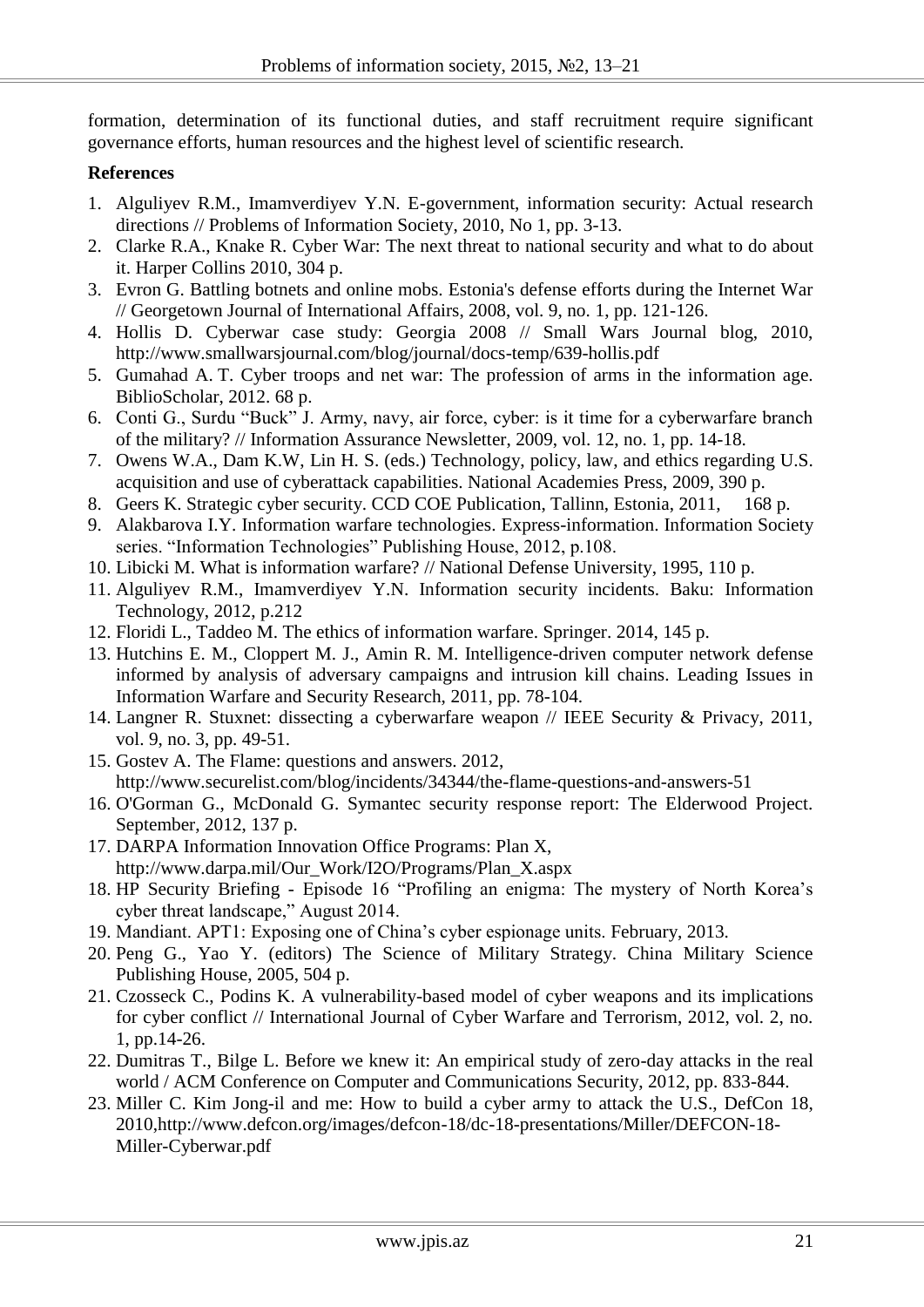formation, determination of its functional duties, and staff recruitment require significant governance efforts, human resources and the highest level of scientific research.

**References**

1. Alguliyev R.M., Imamverdiyev Y.N. E-government, information security: Actual research directions // Problems of Information Society, 2010, No 1, pp. 3-13.
2. Clarke R.A., Knake R. Cyber War: The next threat to national security and what to do about it. Harper Collins 2010, 304 p.
3. Evron G. Battling botnets and online mobs. Estonia's defense efforts during the Internet War // Georgetown Journal of International Affairs, 2008, vol. 9, no. 1, pp. 121-126.
4. Hollis D. Cyberwar case study: Georgia 2008 // Small Wars Journal blog, 2010, http://www.smallwarsjournal.com/blog/journal/docs-temp/639-hollis.pdf
5. Gumahad A. T. Cyber troops and net war: The profession of arms in the information age. BiblioScholar, 2012. 68 p.
6. Conti G., Surdu “Buck” J. Army, navy, air force, cyber: is it time for a cyberwarfare branch of the military? // Information Assurance Newsletter, 2009, vol. 12, no. 1, pp. 14-18.
7. Owens W.A., Dam K.W, Lin H. S. (eds.) Technology, policy, law, and ethics regarding U.S. acquisition and use of cyberattack capabilities. National Academies Press, 2009, 390 p.
8. Geers K. Strategic cyber security. CCD COE Publication, Tallinn, Estonia, 2011, 168 p.
9. Alakbarova I.Y. Information warfare technologies. Express-information. Information Society series. “Information Technologies” Publishing House, 2012, p.108.
10. Libicki M. What is information warfare? // National Defense University, 1995, 110 p.
11. Alguliyev R.M., Imamverdiyev Y.N. Information security incidents. Baku: Information Technology, 2012, p.212
12. Floridi L., Taddeo M. The ethics of information warfare. Springer. 2014, 145 p.
13. Hutchins E. M., Cloppert M. J., Amin R. M. Intelligence-driven computer network defense informed by analysis of adversary campaigns and intrusion kill chains. Leading Issues in Information Warfare and Security Research, 2011, pp. 78-104.
14. Langner R. Stuxnet: dissecting a cyberwarfare weapon // IEEE Security & Privacy, 2011, vol. 9, no. 3, pp. 49-51.
15. Gostev A. The Flame: questions and answers. 2012, http://www.securelist.com/blog/incidents/34344/the-flame-questions-and-answers-51
16. O'Gorman G., McDonald G. Symantec security response report: The Elderwood Project. September, 2012, 137 p.
17. DARPA Information Innovation Office Programs: Plan X, http://www.darpa.mil/Our_Work/I2O/Programs/Plan_X.aspx
18. HP Security Briefing - Episode 16 “Profiling an enigma: The mystery of North Korea’s cyber threat landscape,” August 2014.
19. Mandiant. APT1: Exposing one of China’s cyber espionage units. February, 2013.
20. Peng G., Yao Y. (editors) The Science of Military Strategy. China Military Science Publishing House, 2005, 504 p.
21. Czosseck C., Podins K. A vulnerability-based model of cyber weapons and its implications for cyber conflict // International Journal of Cyber Warfare and Terrorism, 2012, vol. 2, no. 1, pp.14-26.
22. Dumitras T., Bilge L. Before we knew it: An empirical study of zero-day attacks in the real world / ACM Conference on Computer and Communications Security, 2012, pp. 833-844.
23. Miller C. Kim Jong-il and me: How to build a cyber army to attack the U.S., DefCon 18, 2010,http://www.defcon.org/images/defcon-18/dc-18-presentations/Miller/DEFCON-18-Miller-Cyberwar.pdf